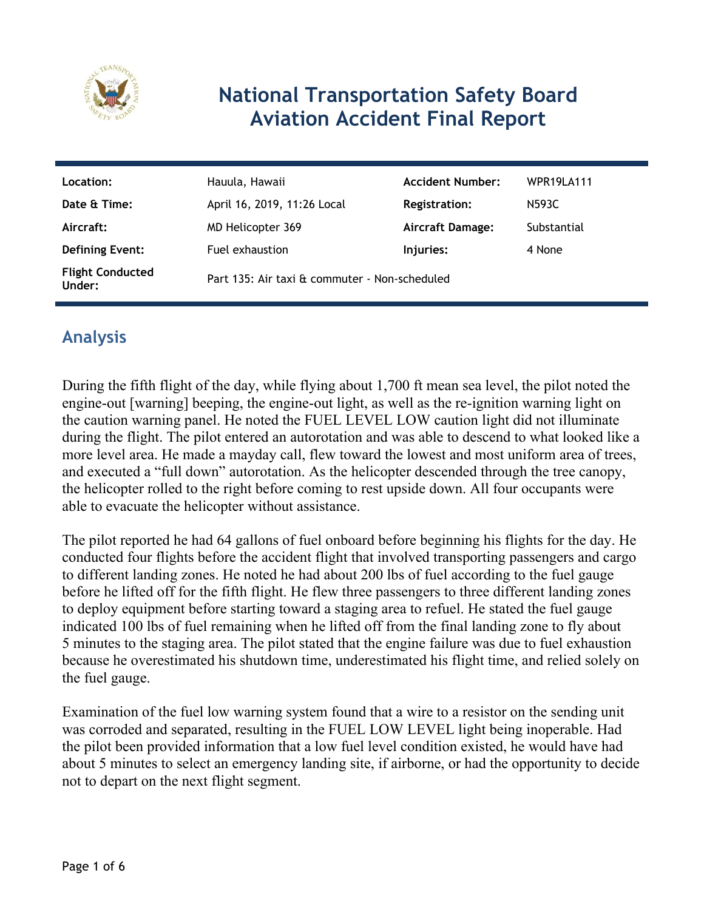# National Transportation Safety Board Aviation Accident Final Report

| | | | |
|---|---|---|---|
| **Location:** | Hauula, Hawaii | **Accident Number:** | WPR19LA111 |
| **Date & Time:** | April 16, 2019, 11:26 Local | **Registration:** | N593C |
| **Aircraft:** | MD Helicopter 369 | **Aircraft Damage:** | Substantial |
| **Defining Event:** | Fuel exhaustion | **Injuries:** | 4 None |
| **Flight Conducted Under:** | Part 135: Air taxi & commuter - Non-scheduled | | |

## Analysis

During the fifth flight of the day, while flying about 1,700 ft mean sea level, the pilot noted the engine-out [warning] beeping, the engine-out light, as well as the re-ignition warning light on the caution warning panel. He noted the FUEL LEVEL LOW caution light did not illuminate during the flight. The pilot entered an autorotation and was able to descend to what looked like a more level area. He made a mayday call, flew toward the lowest and most uniform area of trees, and executed a "full down" autorotation. As the helicopter descended through the tree canopy, the helicopter rolled to the right before coming to rest upside down. All four occupants were able to evacuate the helicopter without assistance.

The pilot reported he had 64 gallons of fuel onboard before beginning his flights for the day. He conducted four flights before the accident flight that involved transporting passengers and cargo to different landing zones. He noted he had about 200 lbs of fuel according to the fuel gauge before he lifted off for the fifth flight. He flew three passengers to three different landing zones to deploy equipment before starting toward a staging area to refuel. He stated the fuel gauge indicated 100 lbs of fuel remaining when he lifted off from the final landing zone to fly about 5 minutes to the staging area. The pilot stated that the engine failure was due to fuel exhaustion because he overestimated his shutdown time, underestimated his flight time, and relied solely on the fuel gauge.

Examination of the fuel low warning system found that a wire to a resistor on the sending unit was corroded and separated, resulting in the FUEL LOW LEVEL light being inoperable. Had the pilot been provided information that a low fuel level condition existed, he would have had about 5 minutes to select an emergency landing site, if airborne, or had the opportunity to decide not to depart on the next flight segment.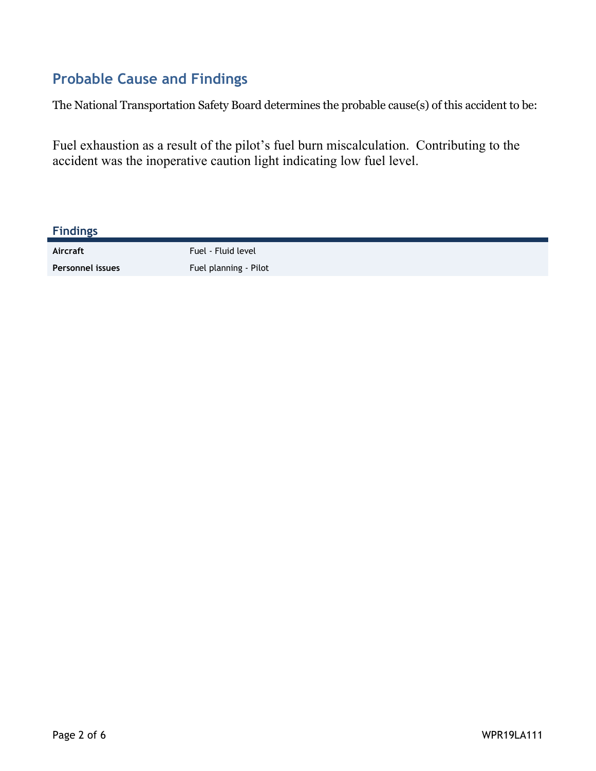## Probable Cause and Findings

The National Transportation Safety Board determines the probable cause(s) of this accident to be:

Fuel exhaustion as a result of the pilot's fuel burn miscalculation. Contributing to the accident was the inoperative caution light indicating low fuel level.

### Findings

| | |
|---|---|
| **Aircraft** | Fuel - Fluid level |
| **Personnel issues** | Fuel planning - Pilot |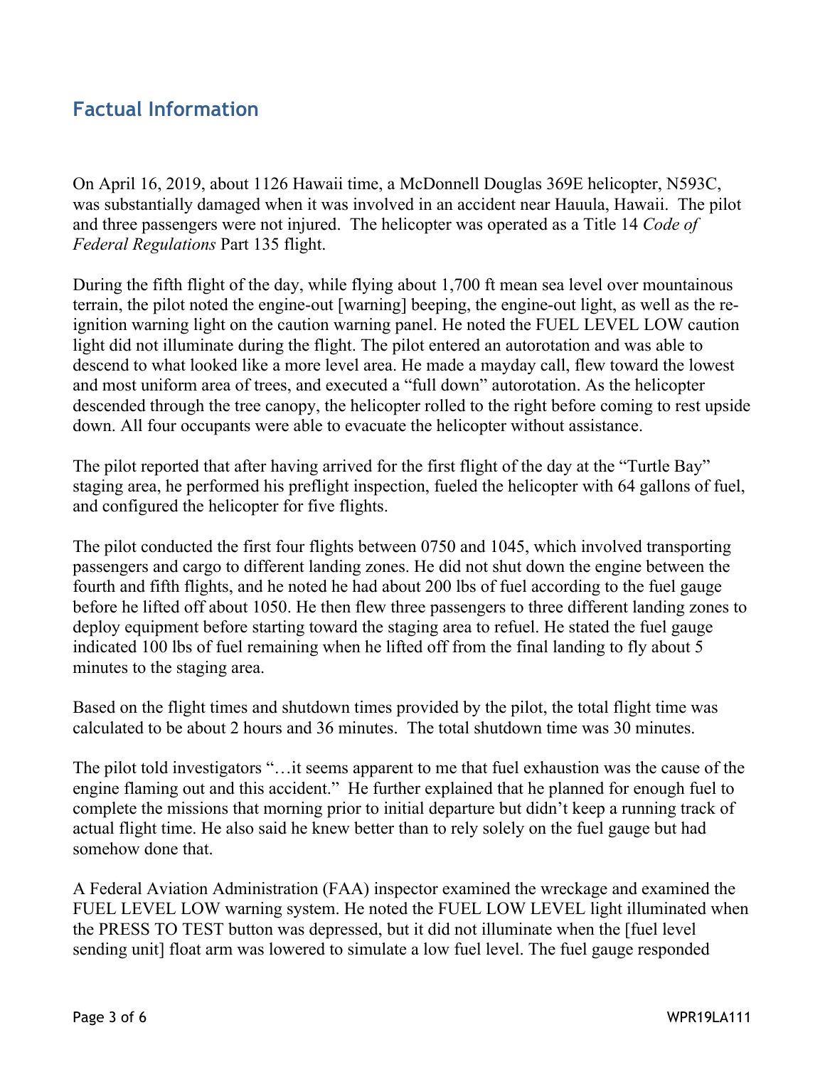## Factual Information

On April 16, 2019, about 1126 Hawaii time, a McDonnell Douglas 369E helicopter, N593C, was substantially damaged when it was involved in an accident near Hauula, Hawaii. The pilot and three passengers were not injured. The helicopter was operated as a Title 14 *Code of Federal Regulations* Part 135 flight.

During the fifth flight of the day, while flying about 1,700 ft mean sea level over mountainous terrain, the pilot noted the engine-out [warning] beeping, the engine-out light, as well as the re-ignition warning light on the caution warning panel. He noted the FUEL LEVEL LOW caution light did not illuminate during the flight. The pilot entered an autorotation and was able to descend to what looked like a more level area. He made a mayday call, flew toward the lowest and most uniform area of trees, and executed a "full down" autorotation. As the helicopter descended through the tree canopy, the helicopter rolled to the right before coming to rest upside down. All four occupants were able to evacuate the helicopter without assistance.

The pilot reported that after having arrived for the first flight of the day at the "Turtle Bay" staging area, he performed his preflight inspection, fueled the helicopter with 64 gallons of fuel, and configured the helicopter for five flights.

The pilot conducted the first four flights between 0750 and 1045, which involved transporting passengers and cargo to different landing zones. He did not shut down the engine between the fourth and fifth flights, and he noted he had about 200 lbs of fuel according to the fuel gauge before he lifted off about 1050. He then flew three passengers to three different landing zones to deploy equipment before starting toward the staging area to refuel. He stated the fuel gauge indicated 100 lbs of fuel remaining when he lifted off from the final landing to fly about 5 minutes to the staging area.

Based on the flight times and shutdown times provided by the pilot, the total flight time was calculated to be about 2 hours and 36 minutes. The total shutdown time was 30 minutes.

The pilot told investigators "…it seems apparent to me that fuel exhaustion was the cause of the engine flaming out and this accident." He further explained that he planned for enough fuel to complete the missions that morning prior to initial departure but didn't keep a running track of actual flight time. He also said he knew better than to rely solely on the fuel gauge but had somehow done that.

A Federal Aviation Administration (FAA) inspector examined the wreckage and examined the FUEL LEVEL LOW warning system. He noted the FUEL LOW LEVEL light illuminated when the PRESS TO TEST button was depressed, but it did not illuminate when the [fuel level sending unit] float arm was lowered to simulate a low fuel level. The fuel gauge responded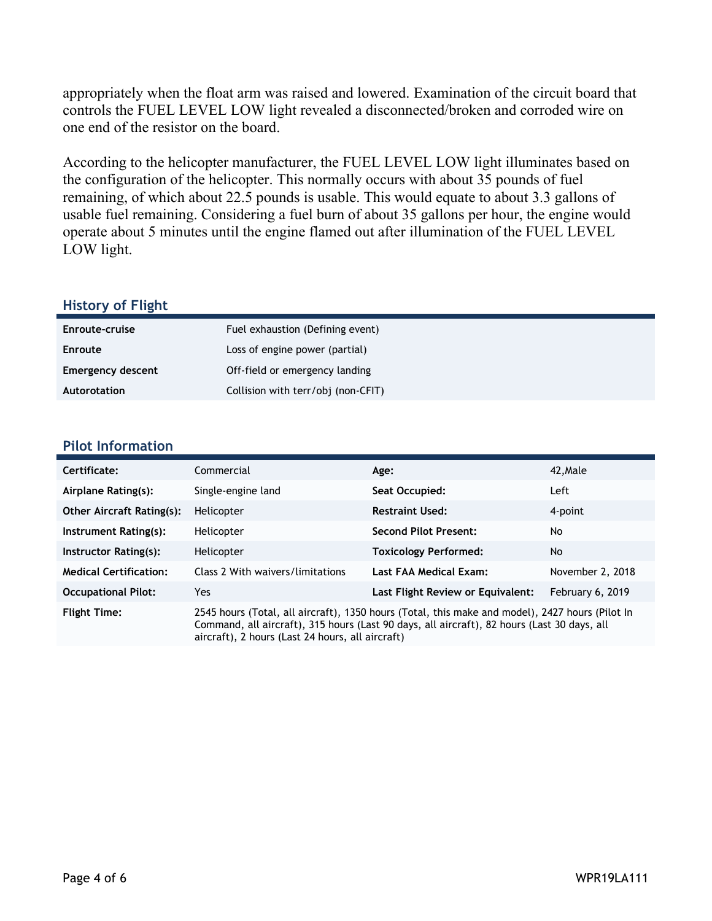appropriately when the float arm was raised and lowered. Examination of the circuit board that controls the FUEL LEVEL LOW light revealed a disconnected/broken and corroded wire on one end of the resistor on the board.

According to the helicopter manufacturer, the FUEL LEVEL LOW light illuminates based on the configuration of the helicopter. This normally occurs with about 35 pounds of fuel remaining, of which about 22.5 pounds is usable. This would equate to about 3.3 gallons of usable fuel remaining. Considering a fuel burn of about 35 gallons per hour, the engine would operate about 5 minutes until the engine flamed out after illumination of the FUEL LEVEL LOW light.

## History of Flight

| | |
|---|---|
| **Enroute-cruise** | Fuel exhaustion (Defining event) |
| **Enroute** | Loss of engine power (partial) |
| **Emergency descent** | Off-field or emergency landing |
| **Autorotation** | Collision with terr/obj (non-CFIT) |

## Pilot Information

| | | | |
|---|---|---|---|
| **Certificate:** | Commercial | **Age:** | 42,Male |
| **Airplane Rating(s):** | Single-engine land | **Seat Occupied:** | Left |
| **Other Aircraft Rating(s):** | Helicopter | **Restraint Used:** | 4-point |
| **Instrument Rating(s):** | Helicopter | **Second Pilot Present:** | No |
| **Instructor Rating(s):** | Helicopter | **Toxicology Performed:** | No |
| **Medical Certification:** | Class 2 With waivers/limitations | **Last FAA Medical Exam:** | November 2, 2018 |
| **Occupational Pilot:** | Yes | **Last Flight Review or Equivalent:** | February 6, 2019 |
| **Flight Time:** | 2545 hours (Total, all aircraft), 1350 hours (Total, this make and model), 2427 hours (Pilot In Command, all aircraft), 315 hours (Last 90 days, all aircraft), 82 hours (Last 30 days, all aircraft), 2 hours (Last 24 hours, all aircraft) | | |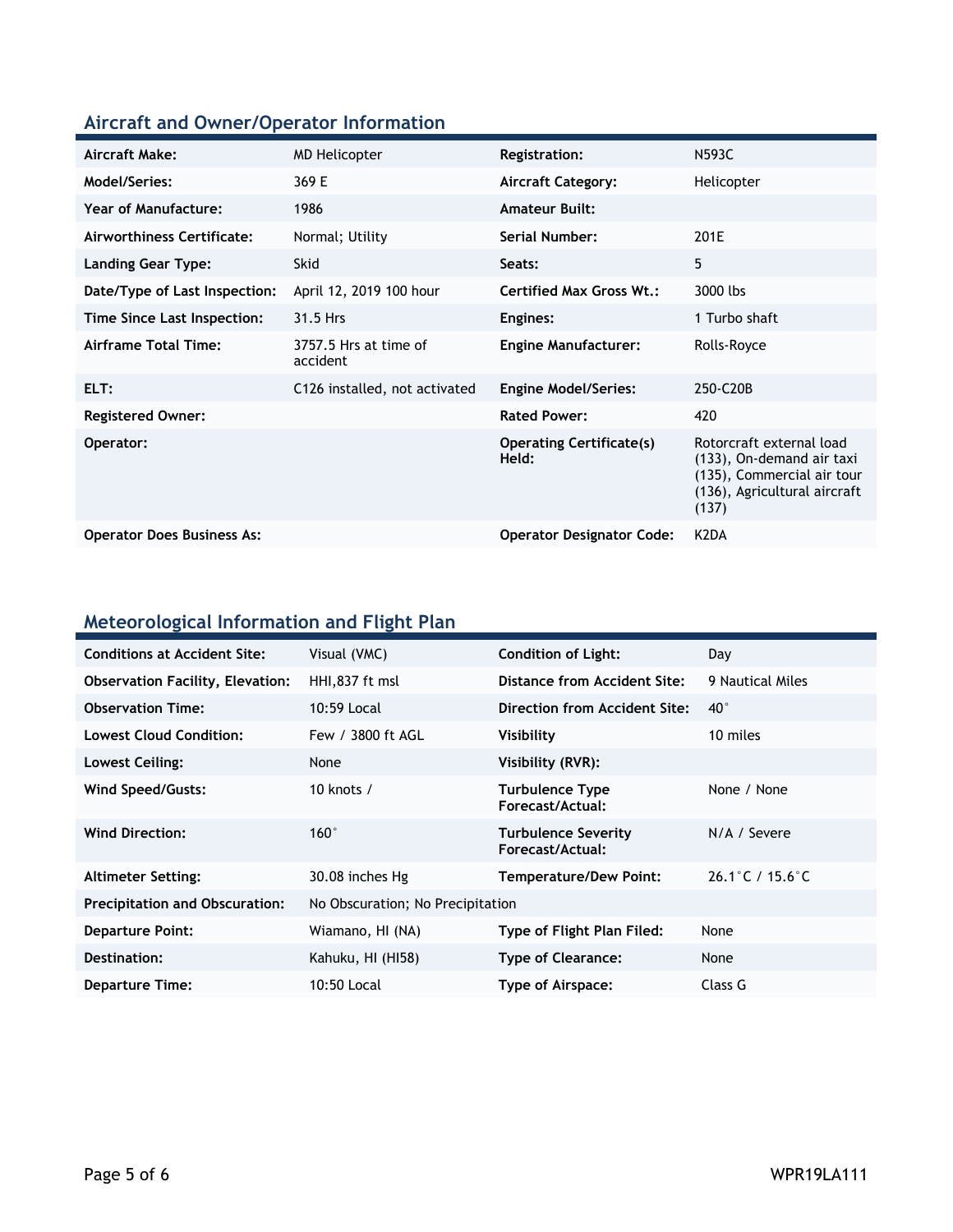## Aircraft and Owner/Operator Information

| Aircraft Make: | MD Helicopter | Registration: | N593C |
|---|---|---|---|
| Model/Series: | 369 E | Aircraft Category: | Helicopter |
| Year of Manufacture: | 1986 | Amateur Built: | |
| Airworthiness Certificate: | Normal; Utility | Serial Number: | 201E |
| Landing Gear Type: | Skid | Seats: | 5 |
| Date/Type of Last Inspection: | April 12, 2019 100 hour | Certified Max Gross Wt.: | 3000 lbs |
| Time Since Last Inspection: | 31.5 Hrs | Engines: | 1 Turbo shaft |
| Airframe Total Time: | 3757.5 Hrs at time of accident | Engine Manufacturer: | Rolls-Royce |
| ELT: | C126 installed, not activated | Engine Model/Series: | 250-C20B |
| Registered Owner: | | Rated Power: | 420 |
| Operator: | | Operating Certificate(s) Held: | Rotorcraft external load (133), On-demand air taxi (135), Commercial air tour (136), Agricultural aircraft (137) |
| Operator Does Business As: | | Operator Designator Code: | K2DA |

## Meteorological Information and Flight Plan

| Conditions at Accident Site: | Visual (VMC) | Condition of Light: | Day |
|---|---|---|---|
| Observation Facility, Elevation: | HHI,837 ft msl | Distance from Accident Site: | 9 Nautical Miles |
| Observation Time: | 10:59 Local | Direction from Accident Site: | 40° |
| Lowest Cloud Condition: | Few / 3800 ft AGL | Visibility | 10 miles |
| Lowest Ceiling: | None | Visibility (RVR): | |
| Wind Speed/Gusts: | 10 knots / | Turbulence Type Forecast/Actual: | None / None |
| Wind Direction: | 160° | Turbulence Severity Forecast/Actual: | N/A / Severe |
| Altimeter Setting: | 30.08 inches Hg | Temperature/Dew Point: | 26.1°C / 15.6°C |
| Precipitation and Obscuration: | No Obscuration; No Precipitation | | |
| Departure Point: | Wiamano, HI (NA) | Type of Flight Plan Filed: | None |
| Destination: | Kahuku, HI (HI58) | Type of Clearance: | None |
| Departure Time: | 10:50 Local | Type of Airspace: | Class G |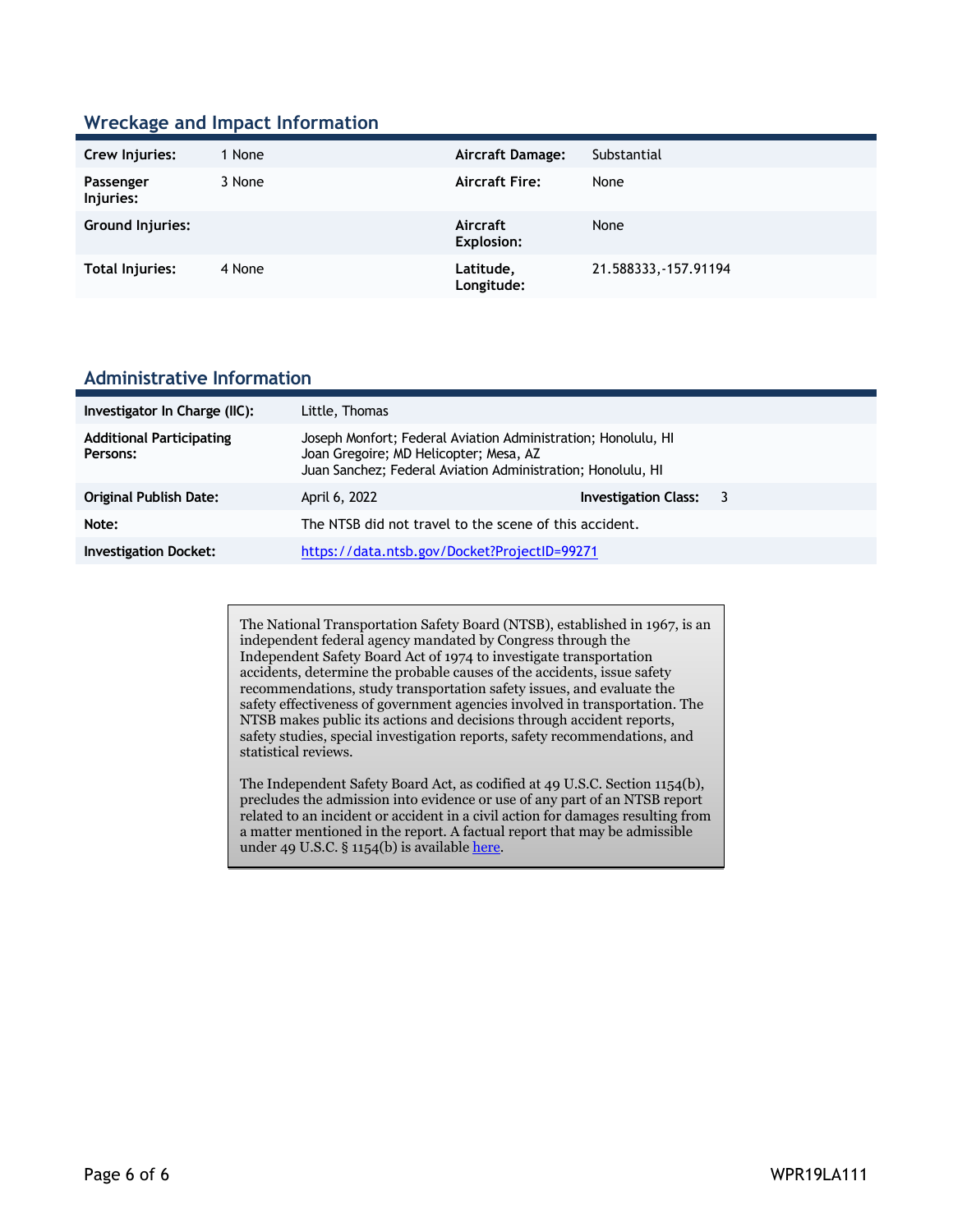## Wreckage and Impact Information

| | | | |
|---|---|---|---|
| **Crew Injuries:** | 1 None | **Aircraft Damage:** | Substantial |
| **Passenger Injuries:** | 3 None | **Aircraft Fire:** | None |
| **Ground Injuries:** | | **Aircraft Explosion:** | None |
| **Total Injuries:** | 4 None | **Latitude, Longitude:** | 21.588333,-157.91194 |

## Administrative Information

| | | | |
|---|---|---|---|
| **Investigator In Charge (IIC):** | Little, Thomas | | |
| **Additional Participating Persons:** | Joseph Monfort; Federal Aviation Administration; Honolulu, HI<br>Joan Gregoire; MD Helicopter; Mesa, AZ<br>Juan Sanchez; Federal Aviation Administration; Honolulu, HI | | |
| **Original Publish Date:** | April 6, 2022 | **Investigation Class:** | 3 |
| **Note:** | The NTSB did not travel to the scene of this accident. | | |
| **Investigation Docket:** | https://data.ntsb.gov/Docket?ProjectID=99271 | | |

The National Transportation Safety Board (NTSB), established in 1967, is an independent federal agency mandated by Congress through the Independent Safety Board Act of 1974 to investigate transportation accidents, determine the probable causes of the accidents, issue safety recommendations, study transportation safety issues, and evaluate the safety effectiveness of government agencies involved in transportation. The NTSB makes public its actions and decisions through accident reports, safety studies, special investigation reports, safety recommendations, and statistical reviews.

The Independent Safety Board Act, as codified at 49 U.S.C. Section 1154(b), precludes the admission into evidence or use of any part of an NTSB report related to an incident or accident in a civil action for damages resulting from a matter mentioned in the report. A factual report that may be admissible under 49 U.S.C. § 1154(b) is available here.